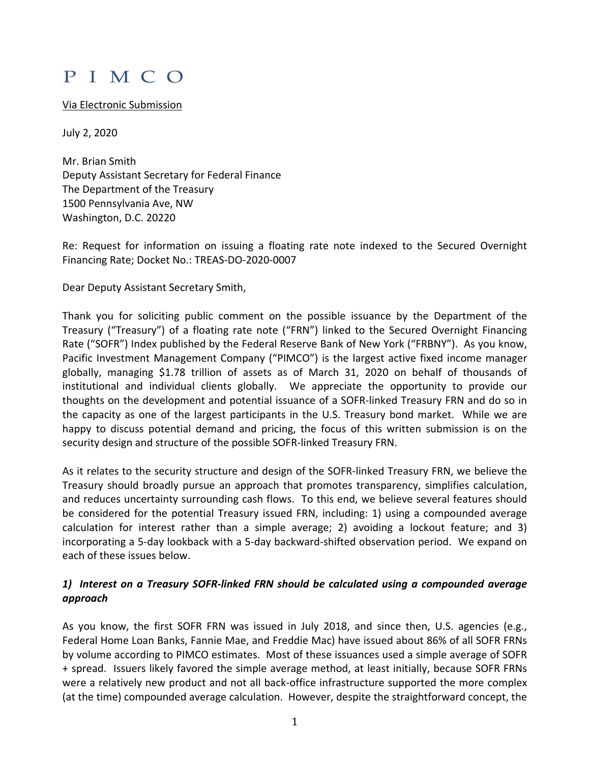# PIMCO

Via Electronic Submission

July 2, 2020

Mr. Brian Smith
Deputy Assistant Secretary for Federal Finance
The Department of the Treasury
1500 Pennsylvania Ave, NW
Washington, D.C. 20220

Re: Request for information on issuing a floating rate note indexed to the Secured Overnight Financing Rate; Docket No.: TREAS-DO-2020-0007

Dear Deputy Assistant Secretary Smith,

Thank you for soliciting public comment on the possible issuance by the Department of the Treasury ("Treasury") of a floating rate note ("FRN") linked to the Secured Overnight Financing Rate ("SOFR") Index published by the Federal Reserve Bank of New York ("FRBNY"). As you know, Pacific Investment Management Company ("PIMCO") is the largest active fixed income manager globally, managing $1.78 trillion of assets as of March 31, 2020 on behalf of thousands of institutional and individual clients globally. We appreciate the opportunity to provide our thoughts on the development and potential issuance of a SOFR-linked Treasury FRN and do so in the capacity as one of the largest participants in the U.S. Treasury bond market. While we are happy to discuss potential demand and pricing, the focus of this written submission is on the security design and structure of the possible SOFR-linked Treasury FRN.

As it relates to the security structure and design of the SOFR-linked Treasury FRN, we believe the Treasury should broadly pursue an approach that promotes transparency, simplifies calculation, and reduces uncertainty surrounding cash flows. To this end, we believe several features should be considered for the potential Treasury issued FRN, including: 1) using a compounded average calculation for interest rather than a simple average; 2) avoiding a lockout feature; and 3) incorporating a 5-day lookback with a 5-day backward-shifted observation period. We expand on each of these issues below.

### *1) Interest on a Treasury SOFR-linked FRN should be calculated using a compounded average approach*

As you know, the first SOFR FRN was issued in July 2018, and since then, U.S. agencies (e.g., Federal Home Loan Banks, Fannie Mae, and Freddie Mac) have issued about 86% of all SOFR FRNs by volume according to PIMCO estimates. Most of these issuances used a simple average of SOFR + spread. Issuers likely favored the simple average method, at least initially, because SOFR FRNs were a relatively new product and not all back-office infrastructure supported the more complex (at the time) compounded average calculation. However, despite the straightforward concept, the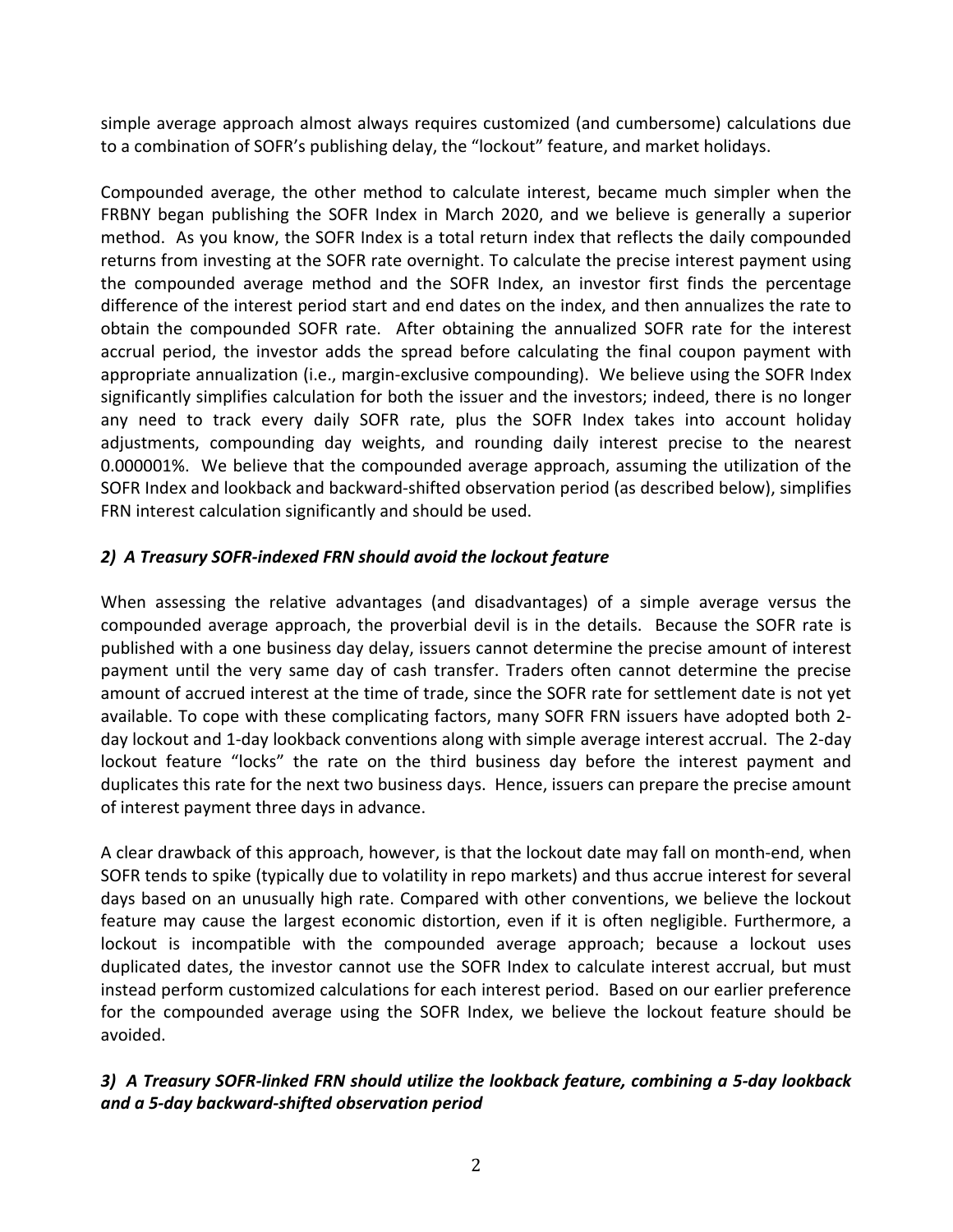simple average approach almost always requires customized (and cumbersome) calculations due to a combination of SOFR's publishing delay, the "lockout" feature, and market holidays.

Compounded average, the other method to calculate interest, became much simpler when the FRBNY began publishing the SOFR Index in March 2020, and we believe is generally a superior method. As you know, the SOFR Index is a total return index that reflects the daily compounded returns from investing at the SOFR rate overnight. To calculate the precise interest payment using the compounded average method and the SOFR Index, an investor first finds the percentage difference of the interest period start and end dates on the index, and then annualizes the rate to obtain the compounded SOFR rate. After obtaining the annualized SOFR rate for the interest accrual period, the investor adds the spread before calculating the final coupon payment with appropriate annualization (i.e., margin-exclusive compounding). We believe using the SOFR Index significantly simplifies calculation for both the issuer and the investors; indeed, there is no longer any need to track every daily SOFR rate, plus the SOFR Index takes into account holiday adjustments, compounding day weights, and rounding daily interest precise to the nearest 0.000001%. We believe that the compounded average approach, assuming the utilization of the SOFR Index and lookback and backward-shifted observation period (as described below), simplifies FRN interest calculation significantly and should be used.

### *2) A Treasury SOFR-indexed FRN should avoid the lockout feature*

When assessing the relative advantages (and disadvantages) of a simple average versus the compounded average approach, the proverbial devil is in the details. Because the SOFR rate is published with a one business day delay, issuers cannot determine the precise amount of interest payment until the very same day of cash transfer. Traders often cannot determine the precise amount of accrued interest at the time of trade, since the SOFR rate for settlement date is not yet available. To cope with these complicating factors, many SOFR FRN issuers have adopted both 2-day lockout and 1-day lookback conventions along with simple average interest accrual. The 2-day lockout feature "locks" the rate on the third business day before the interest payment and duplicates this rate for the next two business days. Hence, issuers can prepare the precise amount of interest payment three days in advance.

A clear drawback of this approach, however, is that the lockout date may fall on month-end, when SOFR tends to spike (typically due to volatility in repo markets) and thus accrue interest for several days based on an unusually high rate. Compared with other conventions, we believe the lockout feature may cause the largest economic distortion, even if it is often negligible. Furthermore, a lockout is incompatible with the compounded average approach; because a lockout uses duplicated dates, the investor cannot use the SOFR Index to calculate interest accrual, but must instead perform customized calculations for each interest period. Based on our earlier preference for the compounded average using the SOFR Index, we believe the lockout feature should be avoided.

### *3) A Treasury SOFR-linked FRN should utilize the lookback feature, combining a 5-day lookback and a 5-day backward-shifted observation period*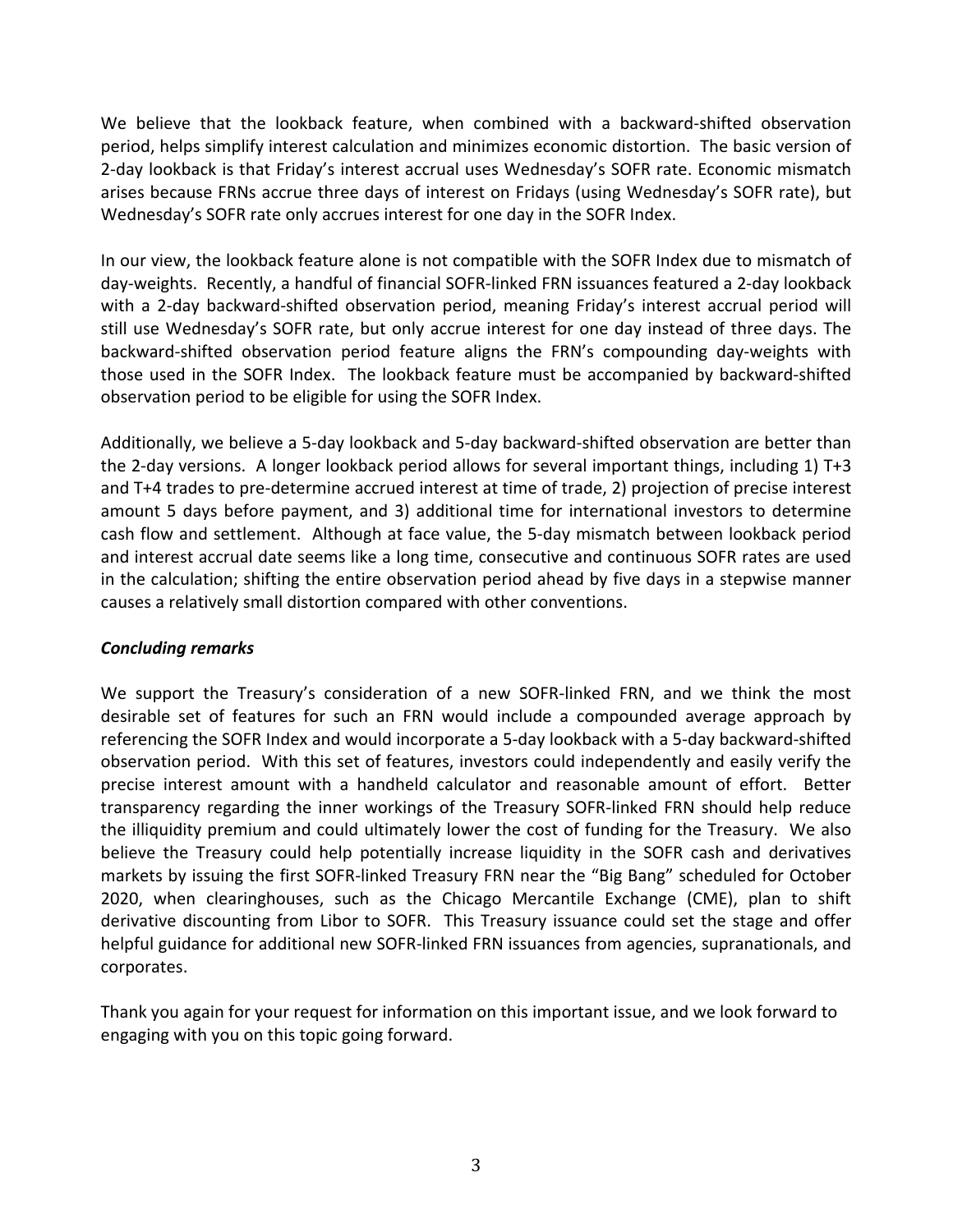We believe that the lookback feature, when combined with a backward-shifted observation period, helps simplify interest calculation and minimizes economic distortion. The basic version of 2-day lookback is that Friday's interest accrual uses Wednesday's SOFR rate. Economic mismatch arises because FRNs accrue three days of interest on Fridays (using Wednesday's SOFR rate), but Wednesday's SOFR rate only accrues interest for one day in the SOFR Index.

In our view, the lookback feature alone is not compatible with the SOFR Index due to mismatch of day-weights. Recently, a handful of financial SOFR-linked FRN issuances featured a 2-day lookback with a 2-day backward-shifted observation period, meaning Friday's interest accrual period will still use Wednesday's SOFR rate, but only accrue interest for one day instead of three days. The backward-shifted observation period feature aligns the FRN's compounding day-weights with those used in the SOFR Index. The lookback feature must be accompanied by backward-shifted observation period to be eligible for using the SOFR Index.

Additionally, we believe a 5-day lookback and 5-day backward-shifted observation are better than the 2-day versions. A longer lookback period allows for several important things, including 1) T+3 and T+4 trades to pre-determine accrued interest at time of trade, 2) projection of precise interest amount 5 days before payment, and 3) additional time for international investors to determine cash flow and settlement. Although at face value, the 5-day mismatch between lookback period and interest accrual date seems like a long time, consecutive and continuous SOFR rates are used in the calculation; shifting the entire observation period ahead by five days in a stepwise manner causes a relatively small distortion compared with other conventions.

### *Concluding remarks*

We support the Treasury's consideration of a new SOFR-linked FRN, and we think the most desirable set of features for such an FRN would include a compounded average approach by referencing the SOFR Index and would incorporate a 5-day lookback with a 5-day backward-shifted observation period. With this set of features, investors could independently and easily verify the precise interest amount with a handheld calculator and reasonable amount of effort. Better transparency regarding the inner workings of the Treasury SOFR-linked FRN should help reduce the illiquidity premium and could ultimately lower the cost of funding for the Treasury. We also believe the Treasury could help potentially increase liquidity in the SOFR cash and derivatives markets by issuing the first SOFR-linked Treasury FRN near the "Big Bang" scheduled for October 2020, when clearinghouses, such as the Chicago Mercantile Exchange (CME), plan to shift derivative discounting from Libor to SOFR. This Treasury issuance could set the stage and offer helpful guidance for additional new SOFR-linked FRN issuances from agencies, supranationals, and corporates.

Thank you again for your request for information on this important issue, and we look forward to engaging with you on this topic going forward.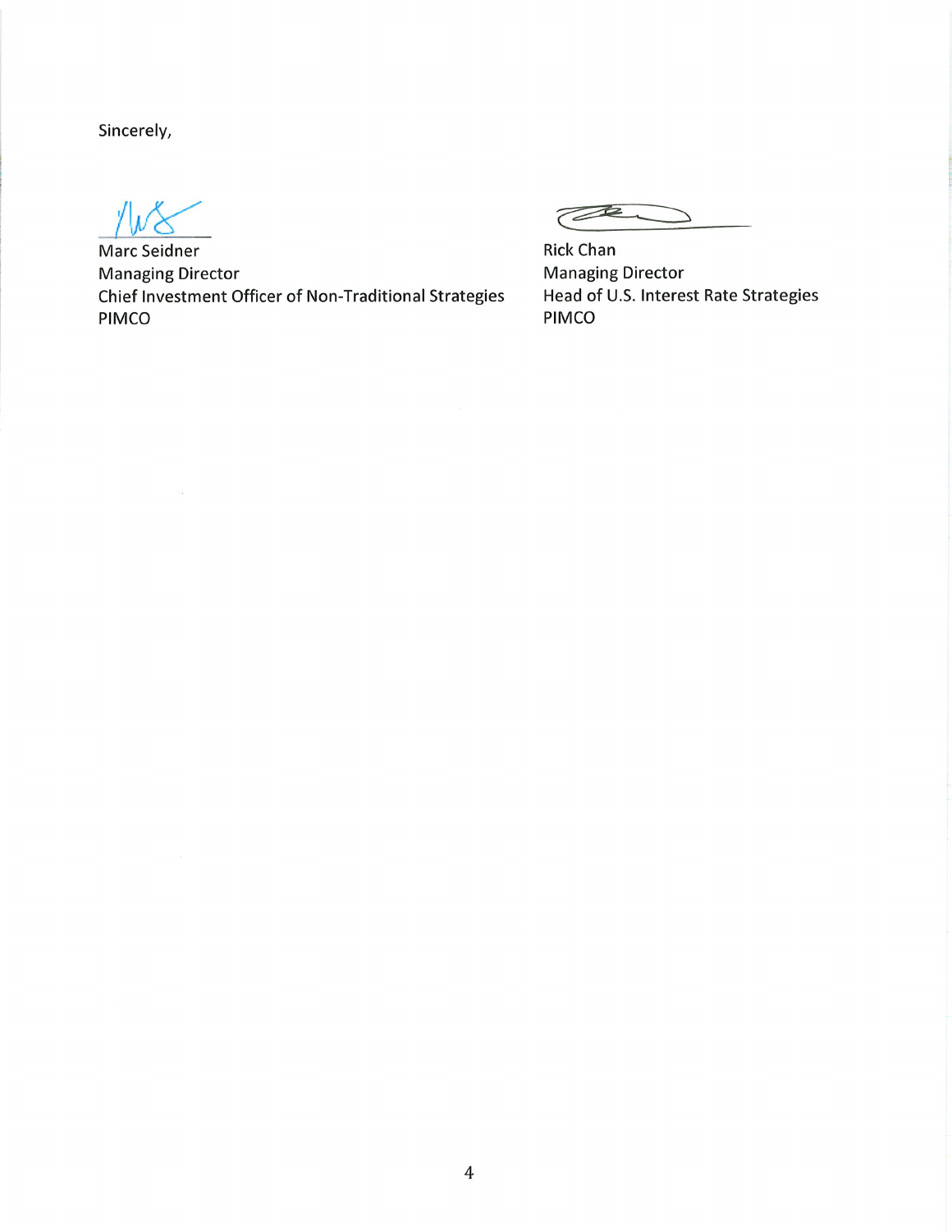Sincerely,

Marc Seidner
Managing Director
Chief Investment Officer of Non-Traditional Strategies
PIMCO

Rick Chan
Managing Director
Head of U.S. Interest Rate Strategies
PIMCO